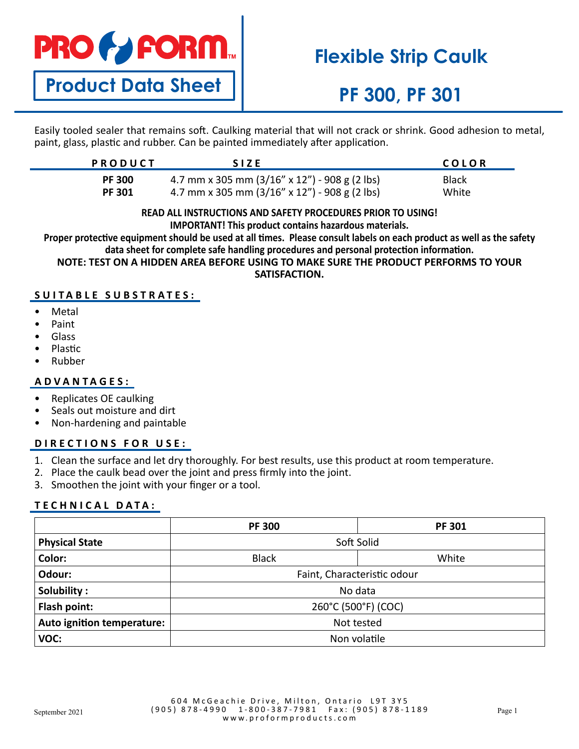# PRO FORM

## Product Data Sheet

# Flexible Strip Caulk

# PF 300, PF 301

Easily tooled sealer that remains soft. Caulking material that will not crack or shrink. Good adhesion to metal, paint, glass, plastic and rubber. Can be painted immediately after application.

| PRODUCT | SIZE | COLOR |
|---|---|---|
| **PF 300** | 4.7 mm x 305 mm (3/16” x 12”) - 908 g (2 lbs) | Black |
| **PF 301** | 4.7 mm x 305 mm (3/16” x 12”) - 908 g (2 lbs) | White |

**READ ALL INSTRUCTIONS AND SAFETY PROCEDURES PRIOR TO USING!**
**IMPORTANT! This product contains hazardous materials.**
**Proper protective equipment should be used at all times. Please consult labels on each product as well as the safety data sheet for complete safe handling procedures and personal protection information.**
**NOTE: TEST ON A HIDDEN AREA BEFORE USING TO MAKE SURE THE PRODUCT PERFORMS TO YOUR SATISFACTION.**

## SUITABLE SUBSTRATES:

- Metal
- Paint
- Glass
- Plastic
- Rubber

## ADVANTAGES:

- Replicates OE caulking
- Seals out moisture and dirt
- Non-hardening and paintable

## DIRECTIONS FOR USE:

1. Clean the surface and let dry thoroughly. For best results, use this product at room temperature.
2. Place the caulk bead over the joint and press firmly into the joint.
3. Smoothen the joint with your finger or a tool.

## TECHNICAL DATA:

| | PF 300 | PF 301 |
|---|---|---|
| **Physical State** | Soft Solid | |
| **Color:** | Black | White |
| **Odour:** | Faint, Characteristic odour | |
| **Solubility :** | No data | |
| **Flash point:** | 260°C (500°F) (COC) | |
| **Auto ignition temperature:** | Not tested | |
| **VOC:** | Non volatile | |

September 2021

604 McGeachie Drive, Milton, Ontario L9T 3Y5
(905) 878-4990 1-800-387-7981 Fax: (905) 878-1189
www.proformproducts.com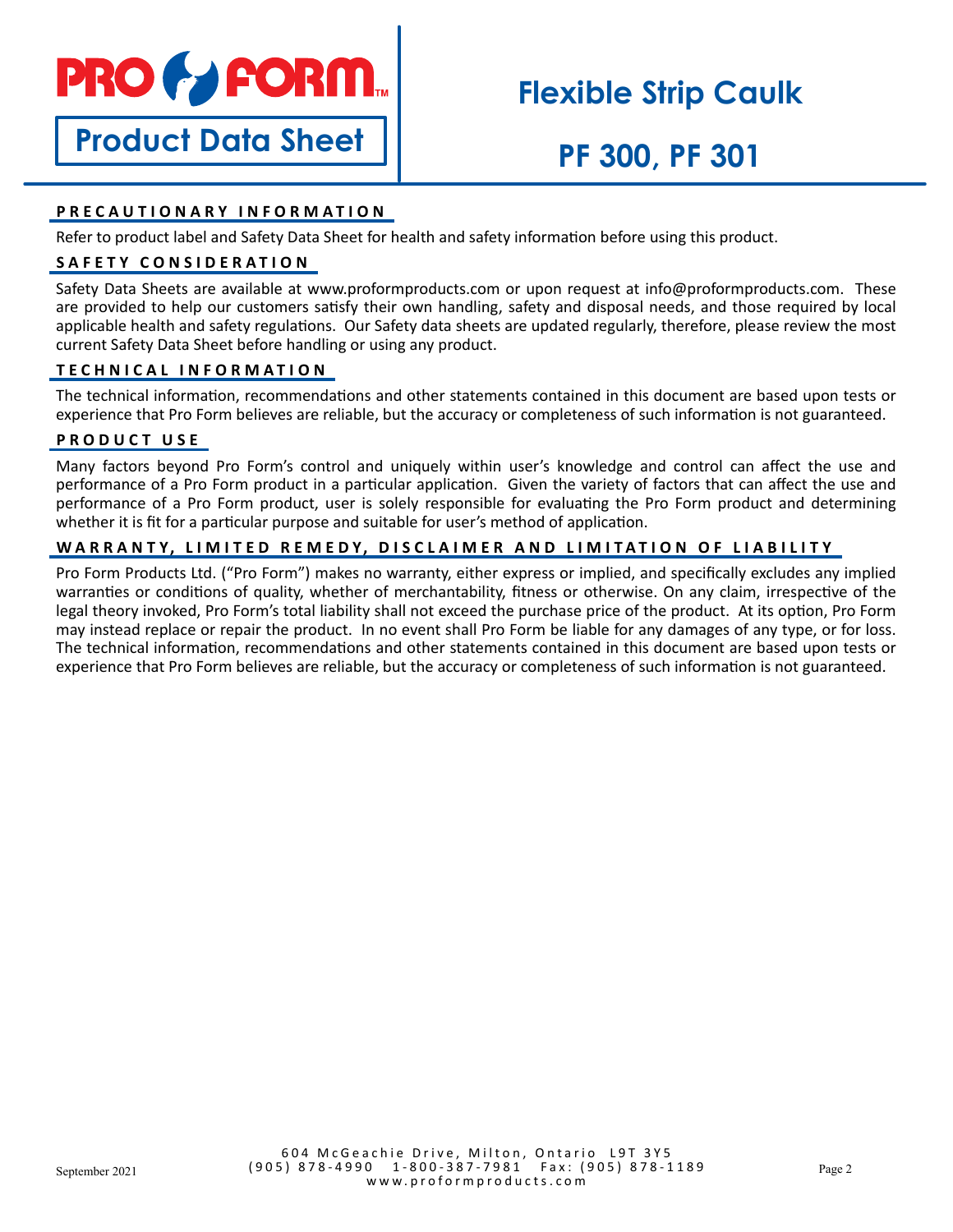# PRO FORM

## Product Data Sheet

# Flexible Strip Caulk

# PF 300, PF 301

## PRECAUTIONARY INFORMATION

Refer to product label and Safety Data Sheet for health and safety information before using this product.

## SAFETY CONSIDERATION

Safety Data Sheets are available at www.proformproducts.com or upon request at info@proformproducts.com. These are provided to help our customers satisfy their own handling, safety and disposal needs, and those required by local applicable health and safety regulations. Our Safety data sheets are updated regularly, therefore, please review the most current Safety Data Sheet before handling or using any product.

## TECHNICAL INFORMATION

The technical information, recommendations and other statements contained in this document are based upon tests or experience that Pro Form believes are reliable, but the accuracy or completeness of such information is not guaranteed.

## PRODUCT USE

Many factors beyond Pro Form's control and uniquely within user's knowledge and control can affect the use and performance of a Pro Form product in a particular application. Given the variety of factors that can affect the use and performance of a Pro Form product, user is solely responsible for evaluating the Pro Form product and determining whether it is fit for a particular purpose and suitable for user's method of application.

## WARRANTY, LIMITED REMEDY, DISCLAIMER AND LIMITATION OF LIABILITY

Pro Form Products Ltd. ("Pro Form") makes no warranty, either express or implied, and specifically excludes any implied warranties or conditions of quality, whether of merchantability, fitness or otherwise. On any claim, irrespective of the legal theory invoked, Pro Form's total liability shall not exceed the purchase price of the product. At its option, Pro Form may instead replace or repair the product. In no event shall Pro Form be liable for any damages of any type, or for loss. The technical information, recommendations and other statements contained in this document are based upon tests or experience that Pro Form believes are reliable, but the accuracy or completeness of such information is not guaranteed.

September 2021

604 McGeachie Drive, Milton, Ontario L9T 3Y5
(905) 878-4990 1-800-387-7981 Fax: (905) 878-1189
www.proformproducts.com